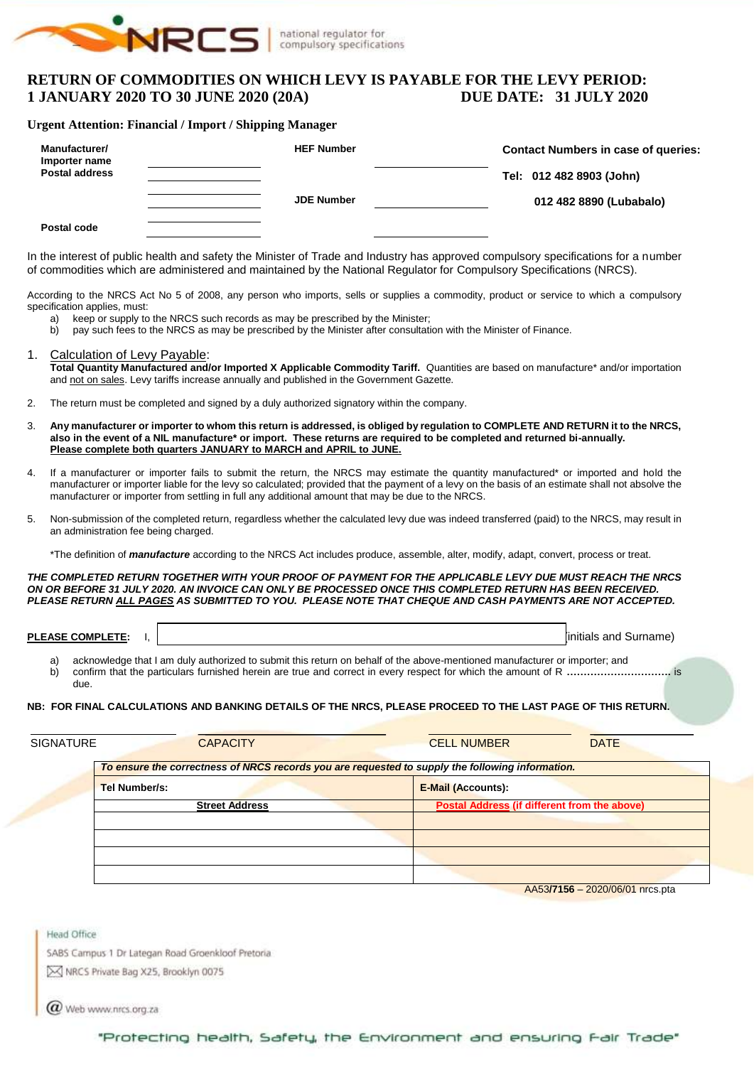NRCS | national regulator for compulsory specifications

# RETURN OF COMMODITIES ON WHICH LEVY IS PAYABLE FOR THE LEVY PERIOD: 1 JANUARY 2020 TO 30 JUNE 2020 (20A) DUE DATE: 31 JULY 2020

**Urgent Attention: Financial / Import / Shipping Manager**

| | | | | |
|---|---|---|---|---|
| **Manufacturer/ Importer name** | ______________ | **HEF Number** | ______________ | **Contact Numbers in case of queries:** |
| **Postal address** | ______________ | | | **Tel: 012 482 8903 (John)** |
| | ______________ | **JDE Number** | ______________ | **012 482 8890 (Lubabalo)** |
| **Postal code** | ______________ | | ______________ | |

In the interest of public health and safety the Minister of Trade and Industry has approved compulsory specifications for a number of commodities which are administered and maintained by the National Regulator for Compulsory Specifications (NRCS).

According to the NRCS Act No 5 of 2008, any person who imports, sells or supplies a commodity, product or service to which a compulsory specification applies, must:

a) keep or supply to the NRCS such records as may be prescribed by the Minister;
b) pay such fees to the NRCS as may be prescribed by the Minister after consultation with the Minister of Finance.

1. Calculation of Levy Payable:
**Total Quantity Manufactured and/or Imported X Applicable Commodity Tariff.** Quantities are based on manufacture* and/or importation and not on sales. Levy tariffs increase annually and published in the Government Gazette.

2. The return must be completed and signed by a duly authorized signatory within the company.

3. **Any manufacturer or importer to whom this return is addressed, is obliged by regulation to COMPLETE AND RETURN it to the NRCS, also in the event of a NIL manufacture* or import. These returns are required to be completed and returned bi-annually. Please complete both quarters JANUARY to MARCH and APRIL to JUNE.**

4. If a manufacturer or importer fails to submit the return, the NRCS may estimate the quantity manufactured* or imported and hold the manufacturer or importer liable for the levy so calculated; provided that the payment of a levy on the basis of an estimate shall not absolve the manufacturer or importer from settling in full any additional amount that may be due to the NRCS.

5. Non-submission of the completed return, regardless whether the calculated levy due was indeed transferred (paid) to the NRCS, may result in an administration fee being charged.

*The definition of ***manufacture*** according to the NRCS Act includes produce, assemble, alter, modify, adapt, convert, process or treat.

***THE COMPLETED RETURN TOGETHER WITH YOUR PROOF OF PAYMENT FOR THE APPLICABLE LEVY DUE MUST REACH THE NRCS ON OR BEFORE 31 JULY 2020. AN INVOICE CAN ONLY BE PROCESSED ONCE THIS COMPLETED RETURN HAS BEEN RECEIVED. PLEASE RETURN ALL PAGES AS SUBMITTED TO YOU. PLEASE NOTE THAT CHEQUE AND CASH PAYMENTS ARE NOT ACCEPTED.***

**PLEASE COMPLETE:** I, ______________________________ (initials and Surname)

a) acknowledge that I am duly authorized to submit this return on behalf of the above-mentioned manufacturer or importer; and
b) confirm that the particulars furnished herein are true and correct in every respect for which the amount of R ............................... is due.

**NB: FOR FINAL CALCULATIONS AND BANKING DETAILS OF THE NRCS, PLEASE PROCEED TO THE LAST PAGE OF THIS RETURN.**

| ______________ | ______________ | ______________ | ______________ |
|---|---|---|---|
| SIGNATURE | CAPACITY | CELL NUMBER | DATE |

| *To ensure the correctness of NRCS records you are requested to supply the following information.* | |
|---|---|
| **Tel Number/s:** | **E-Mail (Accounts):** |
| **Street Address** | **Postal Address (if different from the above)** |
| | |
| | |
| | |
| | |

AA53/**7156** – 2020/06/01 nrcs.pta

Head Office
SABS Campus 1 Dr Lategan Road Groenkloof Pretoria
NRCS Private Bag X25, Brooklyn 0075
Web www.nrcs.org.za

"Protecting health, Safety, the Environment and ensuring Fair Trade"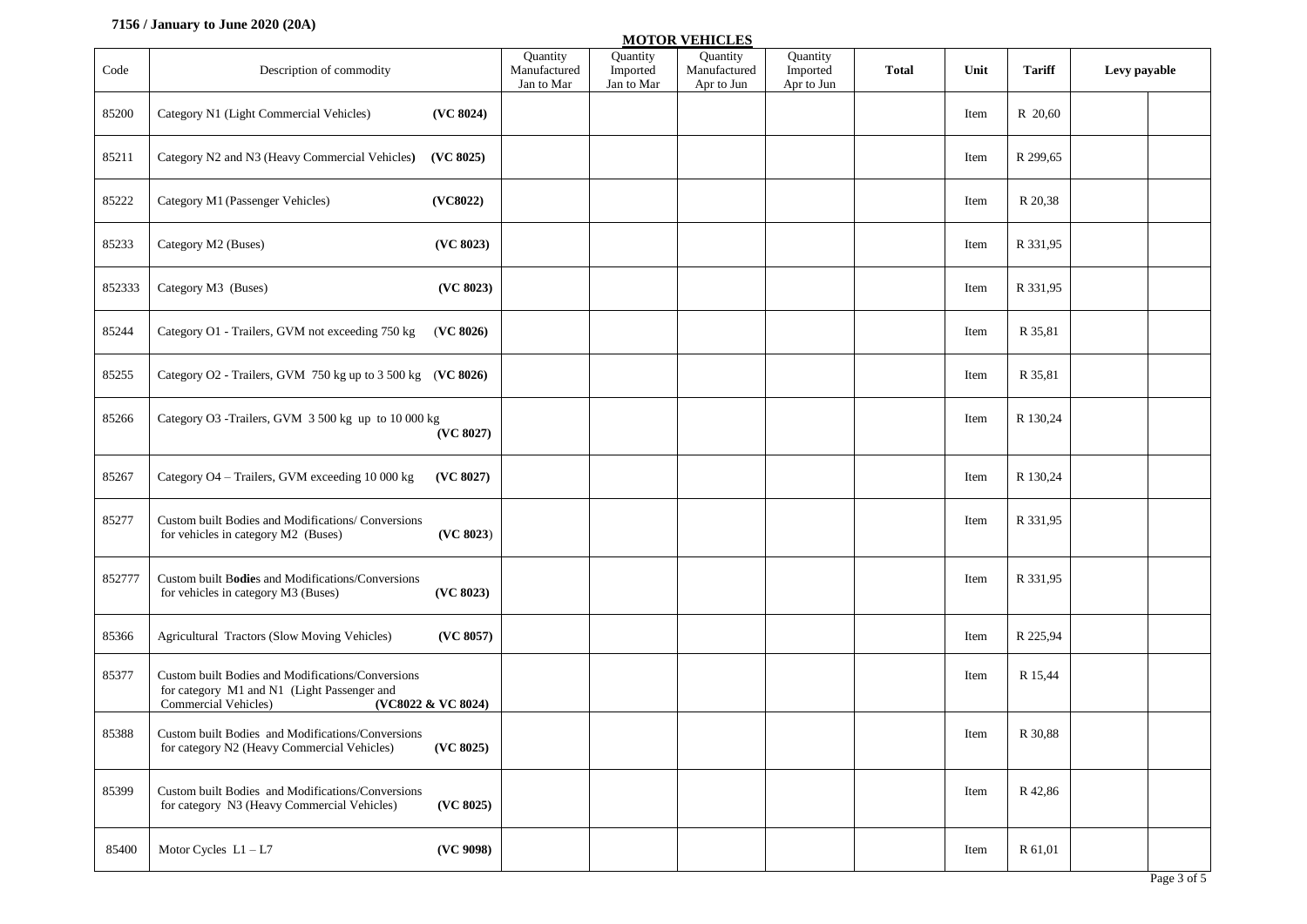**7156 / January to June 2020 (20A)**

## MOTOR VEHICLES

| Code | Description of commodity | Quantity Manufactured Jan to Mar | Quantity Imported Jan to Mar | Quantity Manufactured Apr to Jun | Quantity Imported Apr to Jun | Total | Unit | Tariff | Levy payable | |
|---|---|---|---|---|---|---|---|---|---|---|
| 85200 | Category N1 (Light Commercial Vehicles) **(VC 8024)** | | | | | | Item | R 20,60 | | |
| 85211 | Category N2 and N3 (Heavy Commercial Vehicles) **(VC 8025)** | | | | | | Item | R 299,65 | | |
| 85222 | Category M1 (Passenger Vehicles) **(VC8022)** | | | | | | Item | R 20,38 | | |
| 85233 | Category M2 (Buses) **(VC 8023)** | | | | | | Item | R 331,95 | | |
| 852333 | Category M3 (Buses) **(VC 8023)** | | | | | | Item | R 331,95 | | |
| 85244 | Category O1 - Trailers, GVM not exceeding 750 kg (**VC 8026)** | | | | | | Item | R 35,81 | | |
| 85255 | Category O2 - Trailers, GVM 750 kg up to 3 500 kg (**VC 8026)** | | | | | | Item | R 35,81 | | |
| 85266 | Category O3 -Trailers, GVM 3 500 kg up to 10 000 kg **(VC 8027)** | | | | | | Item | R 130,24 | | |
| 85267 | Category O4 – Trailers, GVM exceeding 10 000 kg **(VC 8027)** | | | | | | Item | R 130,24 | | |
| 85277 | Custom built Bodies and Modifications/ Conversions for vehicles in category M2 (Buses) **(VC 8023**) | | | | | | Item | R 331,95 | | |
| 852777 | Custom built B**odie**s and Modifications/Conversions for vehicles in category M3 (Buses) **(VC 8023)** | | | | | | Item | R 331,95 | | |
| 85366 | Agricultural Tractors (Slow Moving Vehicles) **(VC 8057)** | | | | | | Item | R 225,94 | | |
| 85377 | Custom built Bodies and Modifications/Conversions for category M1 and N1 (Light Passenger and Commercial Vehicles) **(VC8022 & VC 8024)** | | | | | | Item | R 15,44 | | |
| 85388 | Custom built Bodies and Modifications/Conversions for category N2 (Heavy Commercial Vehicles) **(VC 8025)** | | | | | | Item | R 30,88 | | |
| 85399 | Custom built Bodies and Modifications/Conversions for category N3 (Heavy Commercial Vehicles) **(VC 8025)** | | | | | | Item | R 42,86 | | |
| 85400 | Motor Cycles L1 – L7 **(VC 9098)** | | | | | | Item | R 61,01 | | |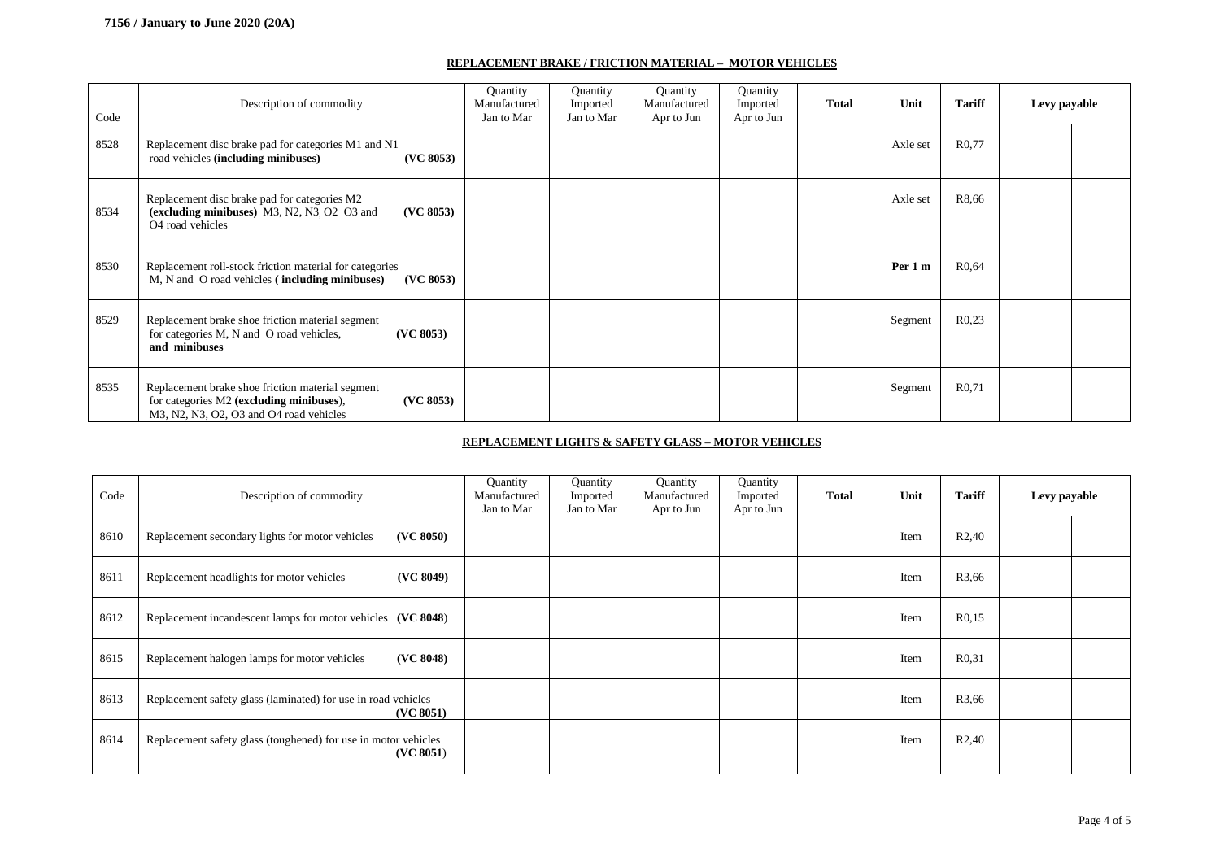**7156 / January to June 2020 (20A)**

## REPLACEMENT BRAKE / FRICTION MATERIAL – MOTOR VEHICLES

| Code | Description of commodity | Quantity Manufactured Jan to Mar | Quantity Imported Jan to Mar | Quantity Manufactured Apr to Jun | Quantity Imported Apr to Jun | **Total** | **Unit** | **Tariff** | **Levy payable** | |
|---|---|---|---|---|---|---|---|---|---|---|
| 8528 | Replacement disc brake pad for categories M1 and N1 road vehicles **(including minibuses)** **(VC 8053)** | | | | | | Axle set | R0,77 | | |
| 8534 | Replacement disc brake pad for categories M2 **(excluding minibuses)** M3, N2, N3, O2 O3 and O4 road vehicles **(VC 8053)** | | | | | | Axle set | R8,66 | | |
| 8530 | Replacement roll-stock friction material for categories M, N and O road vehicles **( including minibuses)** **(VC 8053)** | | | | | | **Per 1 m** | R0,64 | | |
| 8529 | Replacement brake shoe friction material segment for categories M, N and O road vehicles, **and minibuses** **(VC 8053)** | | | | | | Segment | R0,23 | | |
| 8535 | Replacement brake shoe friction material segment for categories M2 **(excluding minibuses)**, M3, N2, N3, O2, O3 and O4 road vehicles **(VC 8053)** | | | | | | Segment | R0,71 | | |

## REPLACEMENT LIGHTS & SAFETY GLASS – MOTOR VEHICLES

| Code | Description of commodity | Quantity Manufactured Jan to Mar | Quantity Imported Jan to Mar | Quantity Manufactured Apr to Jun | Quantity Imported Apr to Jun | **Total** | **Unit** | **Tariff** | **Levy payable** | |
|---|---|---|---|---|---|---|---|---|---|---|
| 8610 | Replacement secondary lights for motor vehicles **(VC 8050)** | | | | | | Item | R2,40 | | |
| 8611 | Replacement headlights for motor vehicles **(VC 8049)** | | | | | | Item | R3,66 | | |
| 8612 | Replacement incandescent lamps for motor vehicles **(VC 8048)** | | | | | | Item | R0,15 | | |
| 8615 | Replacement halogen lamps for motor vehicles **(VC 8048)** | | | | | | Item | R0,31 | | |
| 8613 | Replacement safety glass (laminated) for use in road vehicles **(VC 8051)** | | | | | | Item | R3,66 | | |
| 8614 | Replacement safety glass (toughened) for use in motor vehicles **(VC 8051)** | | | | | | Item | R2,40 | | |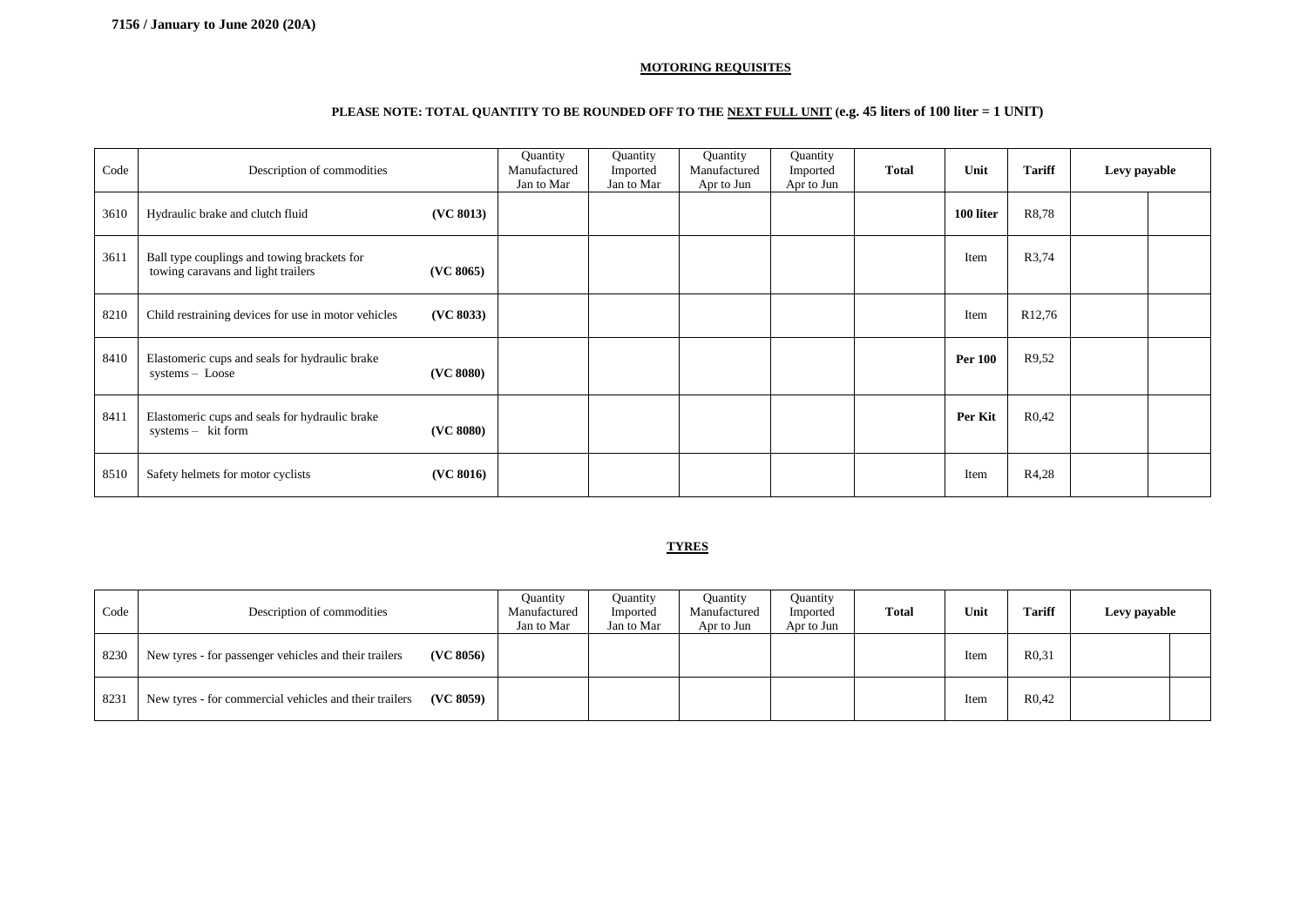**7156 / January to June 2020 (20A)**

**MOTORING REQUISITES**

**PLEASE NOTE: TOTAL QUANTITY TO BE ROUNDED OFF TO THE NEXT FULL UNIT (e.g. 45 liters of 100 liter = 1 UNIT)**

| Code | Description of commodities | Quantity Manufactured Jan to Mar | Quantity Imported Jan to Mar | Quantity Manufactured Apr to Jun | Quantity Imported Apr to Jun | **Total** | **Unit** | **Tariff** | **Levy payable** | |
|---|---|---|---|---|---|---|---|---|---|---|
| 3610 | Hydraulic brake and clutch fluid **(VC 8013)** | | | | | | **100 liter** | R8,78 | | |
| 3611 | Ball type couplings and towing brackets for towing caravans and light trailers **(VC 8065)** | | | | | | Item | R3,74 | | |
| 8210 | Child restraining devices for use in motor vehicles **(VC 8033)** | | | | | | Item | R12,76 | | |
| 8410 | Elastomeric cups and seals for hydraulic brake systems – Loose **(VC 8080)** | | | | | | **Per 100** | R9,52 | | |
| 8411 | Elastomeric cups and seals for hydraulic brake systems – kit form **(VC 8080)** | | | | | | **Per Kit** | R0,42 | | |
| 8510 | Safety helmets for motor cyclists **(VC 8016)** | | | | | | Item | R4,28 | | |

**TYRES**

| Code | Description of commodities | Quantity Manufactured Jan to Mar | Quantity Imported Jan to Mar | Quantity Manufactured Apr to Jun | Quantity Imported Apr to Jun | **Total** | **Unit** | **Tariff** | **Levy payable** | |
|---|---|---|---|---|---|---|---|---|---|---|
| 8230 | New tyres - for passenger vehicles and their trailers **(VC 8056)** | | | | | | Item | R0,31 | | |
| 8231 | New tyres - for commercial vehicles and their trailers **(VC 8059)** | | | | | | Item | R0,42 | | |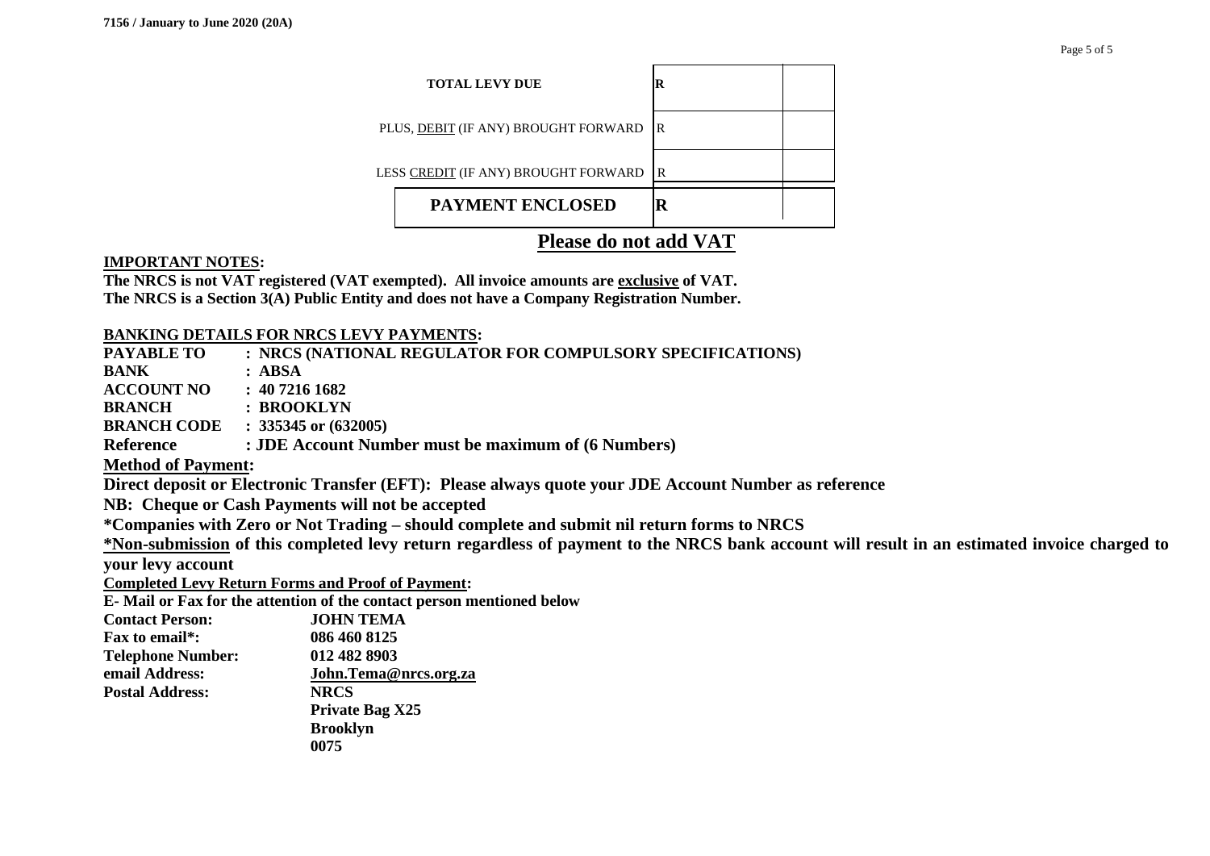| | | |
|---|---|---|
| **TOTAL LEVY DUE** | **R** | |
| PLUS, DEBIT (IF ANY) BROUGHT FORWARD | R | |
| LESS CREDIT (IF ANY) BROUGHT FORWARD | R | |
| **PAYMENT ENCLOSED** | **R** | |

## Please do not add VAT

**IMPORTANT NOTES:**

**The NRCS is not VAT registered (VAT exempted). All invoice amounts are exclusive of VAT.**
**The NRCS is a Section 3(A) Public Entity and does not have a Company Registration Number.**

**BANKING DETAILS FOR NRCS LEVY PAYMENTS:**

**PAYABLE TO : NRCS (NATIONAL REGULATOR FOR COMPULSORY SPECIFICATIONS)**
**BANK : ABSA**
**ACCOUNT NO : 40 7216 1682**
**BRANCH : BROOKLYN**
**BRANCH CODE : 335345 or (632005)**
**Reference : JDE Account Number must be maximum of (6 Numbers)**

**Method of Payment:**

**Direct deposit or Electronic Transfer (EFT): Please always quote your JDE Account Number as reference**

**NB: Cheque or Cash Payments will not be accepted**

**\*Companies with Zero or Not Trading – should complete and submit nil return forms to NRCS**

**\*Non-submission of this completed levy return regardless of payment to the NRCS bank account will result in an estimated invoice charged to your levy account**

**Completed Levy Return Forms and Proof of Payment:**

**E- Mail or Fax for the attention of the contact person mentioned below**

**Contact Person: JOHN TEMA**
**Fax to email\*: 086 460 8125**
**Telephone Number: 012 482 8903**
**email Address: John.Tema@nrcs.org.za**
**Postal Address: NRCS**
**Private Bag X25**
**Brooklyn**
**0075**